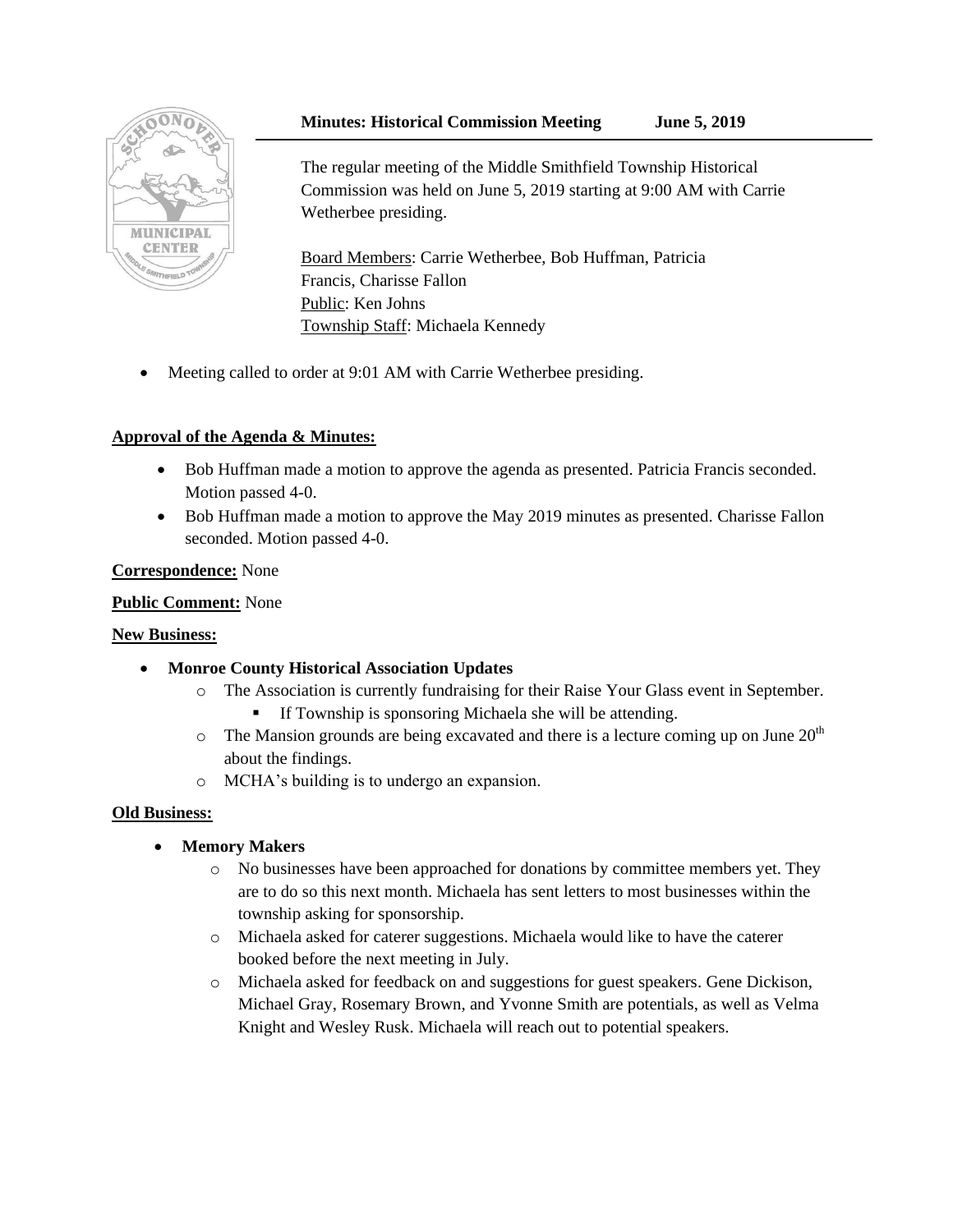**Minutes: Historical Commission Meeting June 5, 2019**

The regular meeting of the Middle Smithfield Township Historical Commission was held on June 5, 2019 starting at 9:00 AM with Carrie Wetherbee presiding.

Board Members: Carrie Wetherbee, Bob Huffman, Patricia Francis, Charisse Fallon
Public: Ken Johns
Township Staff: Michaela Kennedy

- Meeting called to order at 9:01 AM with Carrie Wetherbee presiding.

**Approval of the Agenda & Minutes:**

- Bob Huffman made a motion to approve the agenda as presented. Patricia Francis seconded. Motion passed 4-0.
- Bob Huffman made a motion to approve the May 2019 minutes as presented. Charisse Fallon seconded. Motion passed 4-0.

**Correspondence:** None

**Public Comment:** None

**New Business:**

- **Monroe County Historical Association Updates**
  - The Association is currently fundraising for their Raise Your Glass event in September.
    - If Township is sponsoring Michaela she will be attending.
  - The Mansion grounds are being excavated and there is a lecture coming up on June 20th about the findings.
  - MCHA's building is to undergo an expansion.

**Old Business:**

- **Memory Makers**
  - No businesses have been approached for donations by committee members yet. They are to do so this next month. Michaela has sent letters to most businesses within the township asking for sponsorship.
  - Michaela asked for caterer suggestions. Michaela would like to have the caterer booked before the next meeting in July.
  - Michaela asked for feedback on and suggestions for guest speakers. Gene Dickison, Michael Gray, Rosemary Brown, and Yvonne Smith are potentials, as well as Velma Knight and Wesley Rusk. Michaela will reach out to potential speakers.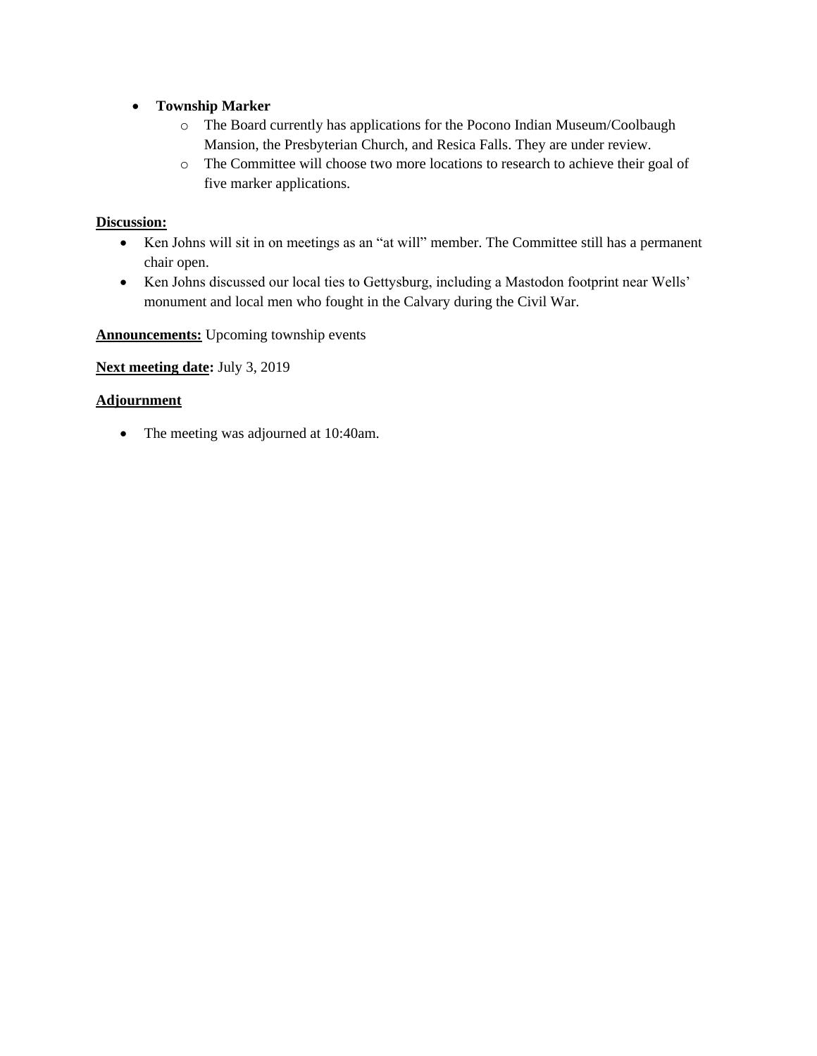- **Township Marker**
    - The Board currently has applications for the Pocono Indian Museum/Coolbaugh Mansion, the Presbyterian Church, and Resica Falls. They are under review.
    - The Committee will choose two more locations to research to achieve their goal of five marker applications.

**Discussion:**

- Ken Johns will sit in on meetings as an "at will" member. The Committee still has a permanent chair open.
- Ken Johns discussed our local ties to Gettysburg, including a Mastodon footprint near Wells' monument and local men who fought in the Calvary during the Civil War.

**Announcements:** Upcoming township events

**Next meeting date:** July 3, 2019

**Adjournment**

- The meeting was adjourned at 10:40am.